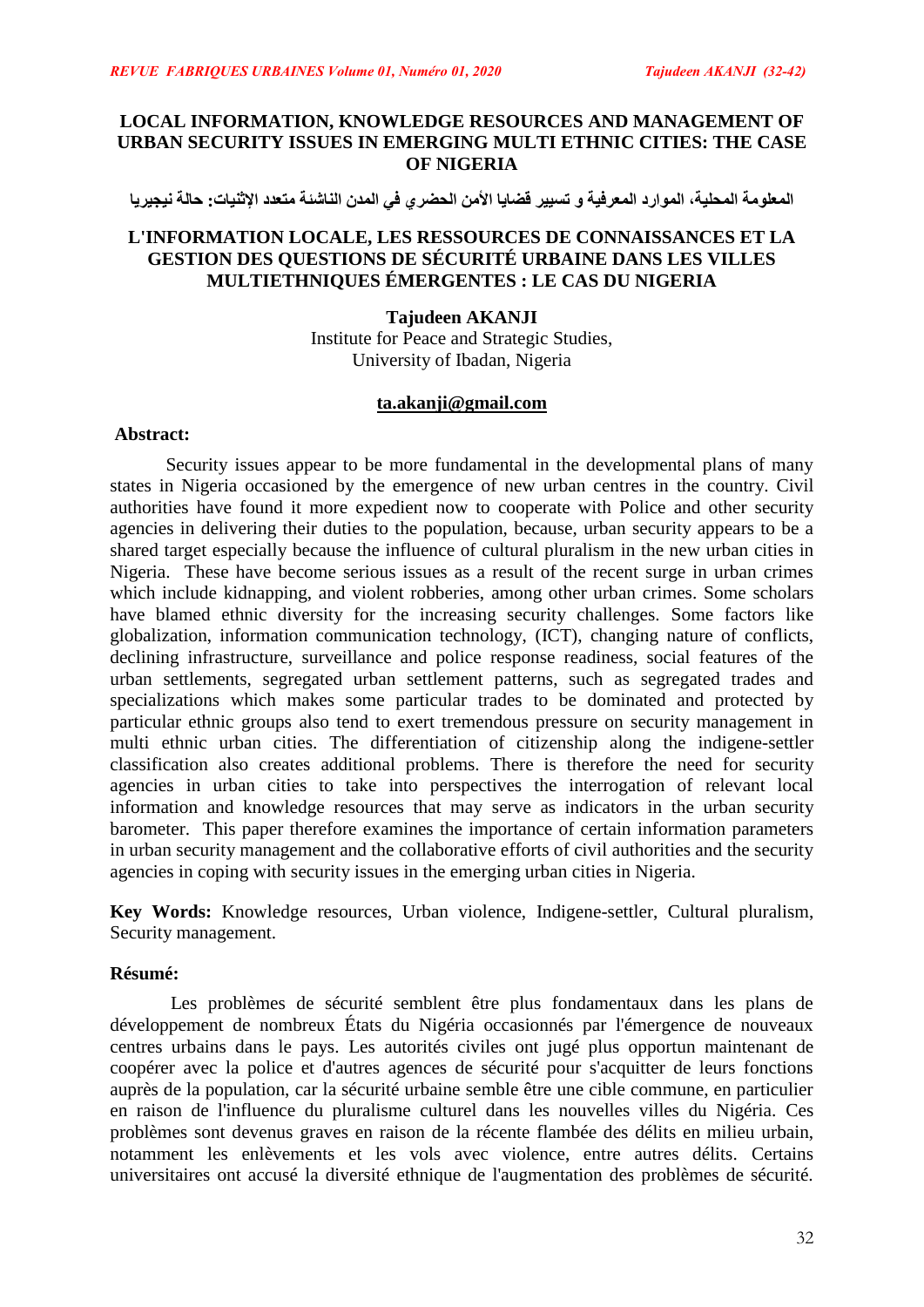# LOCAL INFORMATION, KNOWLEDGE RESOURCES AND MANAGEMENT OF URBAN SECURITY ISSUES IN EMERGING MULTI ETHNIC CITIES: THE CASE OF NIGERIA

**المعلومة المحلية، الموارد المعرفية و تسيير قضايا الأمن الحضري في المدن الناشئة متعدد الإثنيات: حالة نيجيريا**

# L'INFORMATION LOCALE, LES RESSOURCES DE CONNAISSANCES ET LA GESTION DES QUESTIONS DE SÉCURITÉ URBAINE DANS LES VILLES MULTIETHNIQUES ÉMERGENTES : LE CAS DU NIGERIA

**Tajudeen AKANJI**
Institute for Peace and Strategic Studies,
University of Ibadan, Nigeria

**ta.akanji@gmail.com**

## Abstract:

Security issues appear to be more fundamental in the developmental plans of many states in Nigeria occasioned by the emergence of new urban centres in the country. Civil authorities have found it more expedient now to cooperate with Police and other security agencies in delivering their duties to the population, because, urban security appears to be a shared target especially because the influence of cultural pluralism in the new urban cities in Nigeria. These have become serious issues as a result of the recent surge in urban crimes which include kidnapping, and violent robberies, among other urban crimes. Some scholars have blamed ethnic diversity for the increasing security challenges. Some factors like globalization, information communication technology, (ICT), changing nature of conflicts, declining infrastructure, surveillance and police response readiness, social features of the urban settlements, segregated urban settlement patterns, such as segregated trades and specializations which makes some particular trades to be dominated and protected by particular ethnic groups also tend to exert tremendous pressure on security management in multi ethnic urban cities. The differentiation of citizenship along the indigene-settler classification also creates additional problems. There is therefore the need for security agencies in urban cities to take into perspectives the interrogation of relevant local information and knowledge resources that may serve as indicators in the urban security barometer. This paper therefore examines the importance of certain information parameters in urban security management and the collaborative efforts of civil authorities and the security agencies in coping with security issues in the emerging urban cities in Nigeria.

**Key Words:** Knowledge resources, Urban violence, Indigene-settler, Cultural pluralism, Security management.

## Résumé:

Les problèmes de sécurité semblent être plus fondamentaux dans les plans de développement de nombreux États du Nigéria occasionnés par l'émergence de nouveaux centres urbains dans le pays. Les autorités civiles ont jugé plus opportun maintenant de coopérer avec la police et d'autres agences de sécurité pour s'acquitter de leurs fonctions auprès de la population, car la sécurité urbaine semble être une cible commune, en particulier en raison de l'influence du pluralisme culturel dans les nouvelles villes du Nigéria. Ces problèmes sont devenus graves en raison de la récente flambée des délits en milieu urbain, notamment les enlèvements et les vols avec violence, entre autres délits. Certains universitaires ont accusé la diversité ethnique de l'augmentation des problèmes de sécurité.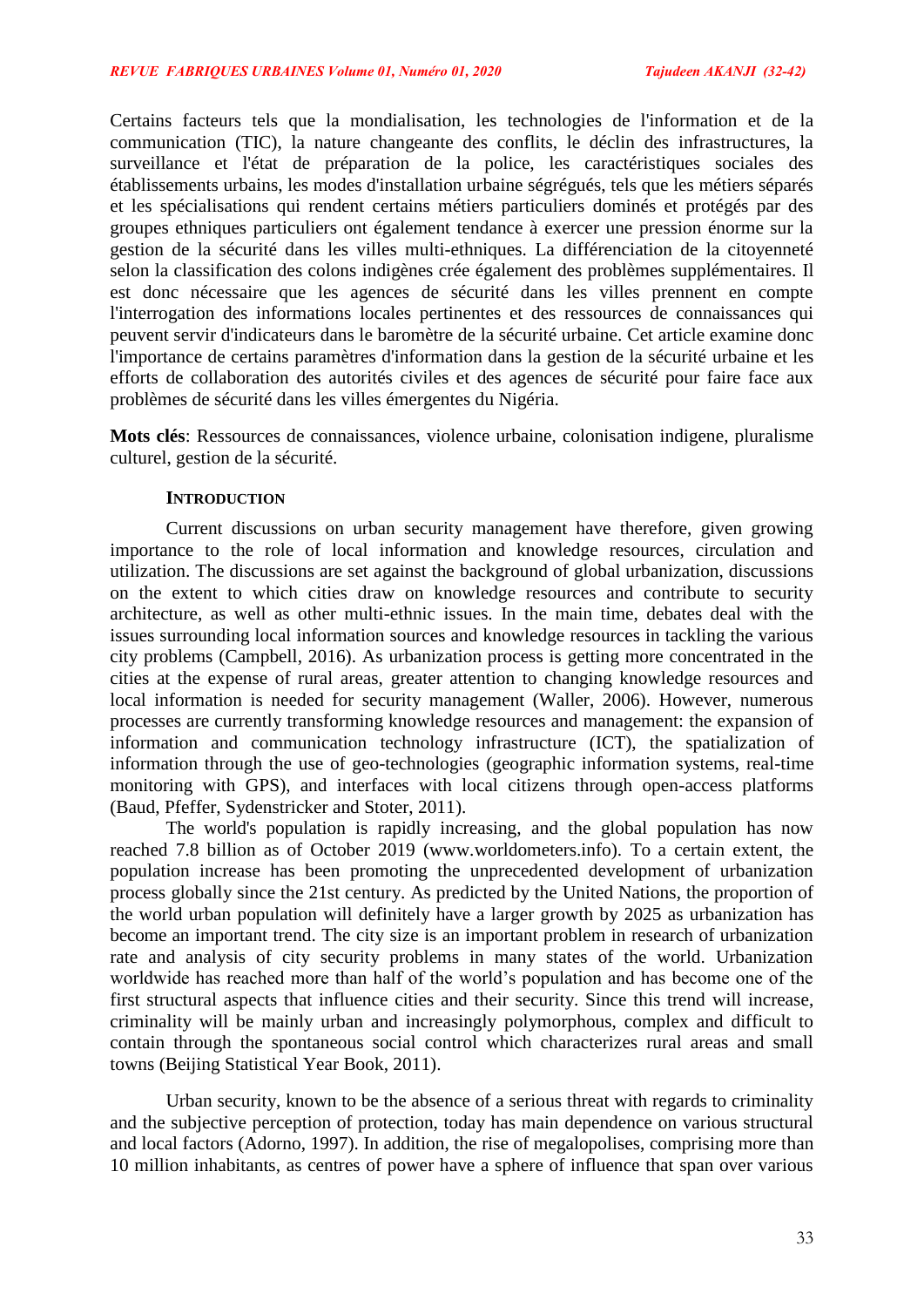Certains facteurs tels que la mondialisation, les technologies de l'information et de la communication (TIC), la nature changeante des conflits, le déclin des infrastructures, la surveillance et l'état de préparation de la police, les caractéristiques sociales des établissements urbains, les modes d'installation urbaine ségrégués, tels que les métiers séparés et les spécialisations qui rendent certains métiers particuliers dominés et protégés par des groupes ethniques particuliers ont également tendance à exercer une pression énorme sur la gestion de la sécurité dans les villes multi-ethniques. La différenciation de la citoyenneté selon la classification des colons indigènes crée également des problèmes supplémentaires. Il est donc nécessaire que les agences de sécurité dans les villes prennent en compte l'interrogation des informations locales pertinentes et des ressources de connaissances qui peuvent servir d'indicateurs dans le baromètre de la sécurité urbaine. Cet article examine donc l'importance de certains paramètres d'information dans la gestion de la sécurité urbaine et les efforts de collaboration des autorités civiles et des agences de sécurité pour faire face aux problèmes de sécurité dans les villes émergentes du Nigéria.

**Mots clés**: Ressources de connaissances, violence urbaine, colonisation indigene, pluralisme culturel, gestion de la sécurité.

## INTRODUCTION

Current discussions on urban security management have therefore, given growing importance to the role of local information and knowledge resources, circulation and utilization. The discussions are set against the background of global urbanization, discussions on the extent to which cities draw on knowledge resources and contribute to security architecture, as well as other multi-ethnic issues. In the main time, debates deal with the issues surrounding local information sources and knowledge resources in tackling the various city problems (Campbell, 2016). As urbanization process is getting more concentrated in the cities at the expense of rural areas, greater attention to changing knowledge resources and local information is needed for security management (Waller, 2006). However, numerous processes are currently transforming knowledge resources and management: the expansion of information and communication technology infrastructure (ICT), the spatialization of information through the use of geo-technologies (geographic information systems, real-time monitoring with GPS), and interfaces with local citizens through open-access platforms (Baud, Pfeffer, Sydenstricker and Stoter, 2011).

The world's population is rapidly increasing, and the global population has now reached 7.8 billion as of October 2019 (www.worldometers.info). To a certain extent, the population increase has been promoting the unprecedented development of urbanization process globally since the 21st century. As predicted by the United Nations, the proportion of the world urban population will definitely have a larger growth by 2025 as urbanization has become an important trend. The city size is an important problem in research of urbanization rate and analysis of city security problems in many states of the world. Urbanization worldwide has reached more than half of the world's population and has become one of the first structural aspects that influence cities and their security. Since this trend will increase, criminality will be mainly urban and increasingly polymorphous, complex and difficult to contain through the spontaneous social control which characterizes rural areas and small towns (Beijing Statistical Year Book, 2011).

Urban security, known to be the absence of a serious threat with regards to criminality and the subjective perception of protection, today has main dependence on various structural and local factors (Adorno, 1997). In addition, the rise of megalopolises, comprising more than 10 million inhabitants, as centres of power have a sphere of influence that span over various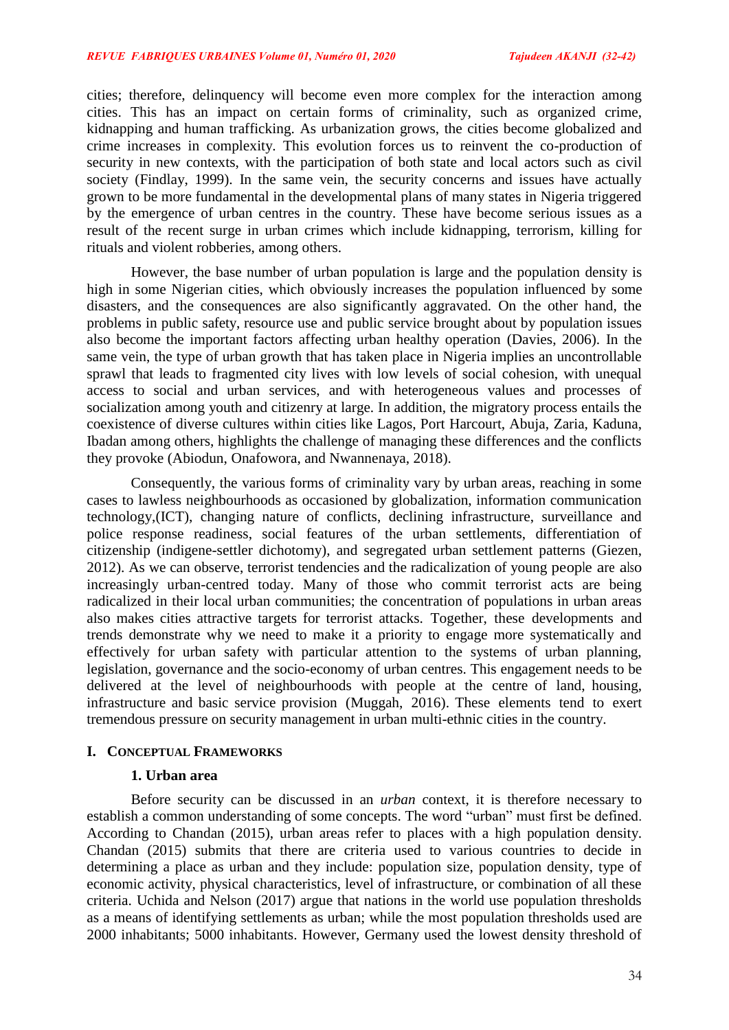cities; therefore, delinquency will become even more complex for the interaction among cities. This has an impact on certain forms of criminality, such as organized crime, kidnapping and human trafficking. As urbanization grows, the cities become globalized and crime increases in complexity. This evolution forces us to reinvent the co-production of security in new contexts, with the participation of both state and local actors such as civil society (Findlay, 1999). In the same vein, the security concerns and issues have actually grown to be more fundamental in the developmental plans of many states in Nigeria triggered by the emergence of urban centres in the country. These have become serious issues as a result of the recent surge in urban crimes which include kidnapping, terrorism, killing for rituals and violent robberies, among others.

However, the base number of urban population is large and the population density is high in some Nigerian cities, which obviously increases the population influenced by some disasters, and the consequences are also significantly aggravated. On the other hand, the problems in public safety, resource use and public service brought about by population issues also become the important factors affecting urban healthy operation (Davies, 2006). In the same vein, the type of urban growth that has taken place in Nigeria implies an uncontrollable sprawl that leads to fragmented city lives with low levels of social cohesion, with unequal access to social and urban services, and with heterogeneous values and processes of socialization among youth and citizenry at large. In addition, the migratory process entails the coexistence of diverse cultures within cities like Lagos, Port Harcourt, Abuja, Zaria, Kaduna, Ibadan among others, highlights the challenge of managing these differences and the conflicts they provoke (Abiodun, Onafowora, and Nwannenaya, 2018).

Consequently, the various forms of criminality vary by urban areas, reaching in some cases to lawless neighbourhoods as occasioned by globalization, information communication technology,(ICT), changing nature of conflicts, declining infrastructure, surveillance and police response readiness, social features of the urban settlements, differentiation of citizenship (indigene-settler dichotomy), and segregated urban settlement patterns (Giezen, 2012). As we can observe, terrorist tendencies and the radicalization of young people are also increasingly urban-centred today. Many of those who commit terrorist acts are being radicalized in their local urban communities; the concentration of populations in urban areas also makes cities attractive targets for terrorist attacks. Together, these developments and trends demonstrate why we need to make it a priority to engage more systematically and effectively for urban safety with particular attention to the systems of urban planning, legislation, governance and the socio-economy of urban centres. This engagement needs to be delivered at the level of neighbourhoods with people at the centre of land, housing, infrastructure and basic service provision (Muggah, 2016). These elements tend to exert tremendous pressure on security management in urban multi-ethnic cities in the country.

## I. Conceptual Frameworks

### 1. Urban area

Before security can be discussed in an *urban* context, it is therefore necessary to establish a common understanding of some concepts. The word "urban" must first be defined. According to Chandan (2015), urban areas refer to places with a high population density. Chandan (2015) submits that there are criteria used to various countries to decide in determining a place as urban and they include: population size, population density, type of economic activity, physical characteristics, level of infrastructure, or combination of all these criteria. Uchida and Nelson (2017) argue that nations in the world use population thresholds as a means of identifying settlements as urban; while the most population thresholds used are 2000 inhabitants; 5000 inhabitants. However, Germany used the lowest density threshold of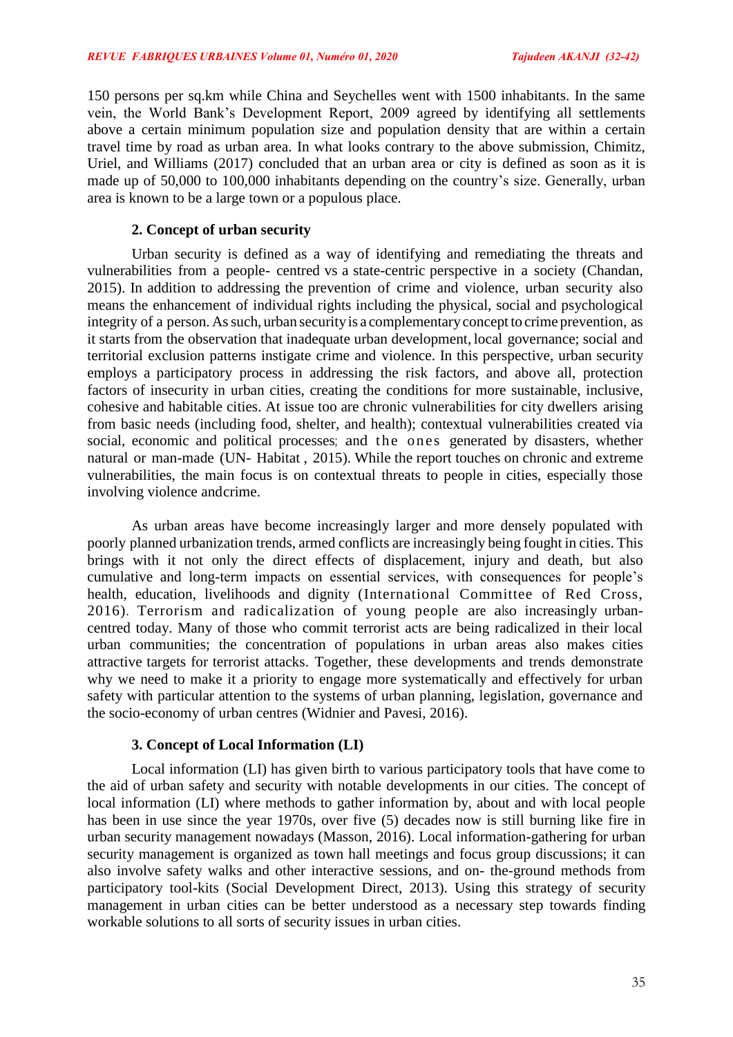150 persons per sq.km while China and Seychelles went with 1500 inhabitants. In the same vein, the World Bank's Development Report, 2009 agreed by identifying all settlements above a certain minimum population size and population density that are within a certain travel time by road as urban area. In what looks contrary to the above submission, Chimitz, Uriel, and Williams (2017) concluded that an urban area or city is defined as soon as it is made up of 50,000 to 100,000 inhabitants depending on the country's size. Generally, urban area is known to be a large town or a populous place.

## 2. Concept of urban security

Urban security is defined as a way of identifying and remediating the threats and vulnerabilities from a people- centred vs a state-centric perspective in a society (Chandan, 2015). In addition to addressing the prevention of crime and violence, urban security also means the enhancement of individual rights including the physical, social and psychological integrity of a person. As such, urban security is a complementary concept to crime prevention, as it starts from the observation that inadequate urban development, local governance; social and territorial exclusion patterns instigate crime and violence. In this perspective, urban security employs a participatory process in addressing the risk factors, and above all, protection factors of insecurity in urban cities, creating the conditions for more sustainable, inclusive, cohesive and habitable cities. At issue too are chronic vulnerabilities for city dwellers arising from basic needs (including food, shelter, and health); contextual vulnerabilities created via social, economic and political processes; and the ones generated by disasters, whether natural or man-made (UN- Habitat , 2015). While the report touches on chronic and extreme vulnerabilities, the main focus is on contextual threats to people in cities, especially those involving violence andcrime.

As urban areas have become increasingly larger and more densely populated with poorly planned urbanization trends, armed conflicts are increasingly being fought in cities. This brings with it not only the direct effects of displacement, injury and death, but also cumulative and long-term impacts on essential services, with consequences for people's health, education, livelihoods and dignity (International Committee of Red Cross, 2016). Terrorism and radicalization of young people are also increasingly urban-centred today. Many of those who commit terrorist acts are being radicalized in their local urban communities; the concentration of populations in urban areas also makes cities attractive targets for terrorist attacks. Together, these developments and trends demonstrate why we need to make it a priority to engage more systematically and effectively for urban safety with particular attention to the systems of urban planning, legislation, governance and the socio-economy of urban centres (Widnier and Pavesi, 2016).

## 3. Concept of Local Information (LI)

Local information (LI) has given birth to various participatory tools that have come to the aid of urban safety and security with notable developments in our cities. The concept of local information (LI) where methods to gather information by, about and with local people has been in use since the year 1970s, over five (5) decades now is still burning like fire in urban security management nowadays (Masson, 2016). Local information-gathering for urban security management is organized as town hall meetings and focus group discussions; it can also involve safety walks and other interactive sessions, and on- the-ground methods from participatory tool-kits (Social Development Direct, 2013). Using this strategy of security management in urban cities can be better understood as a necessary step towards finding workable solutions to all sorts of security issues in urban cities.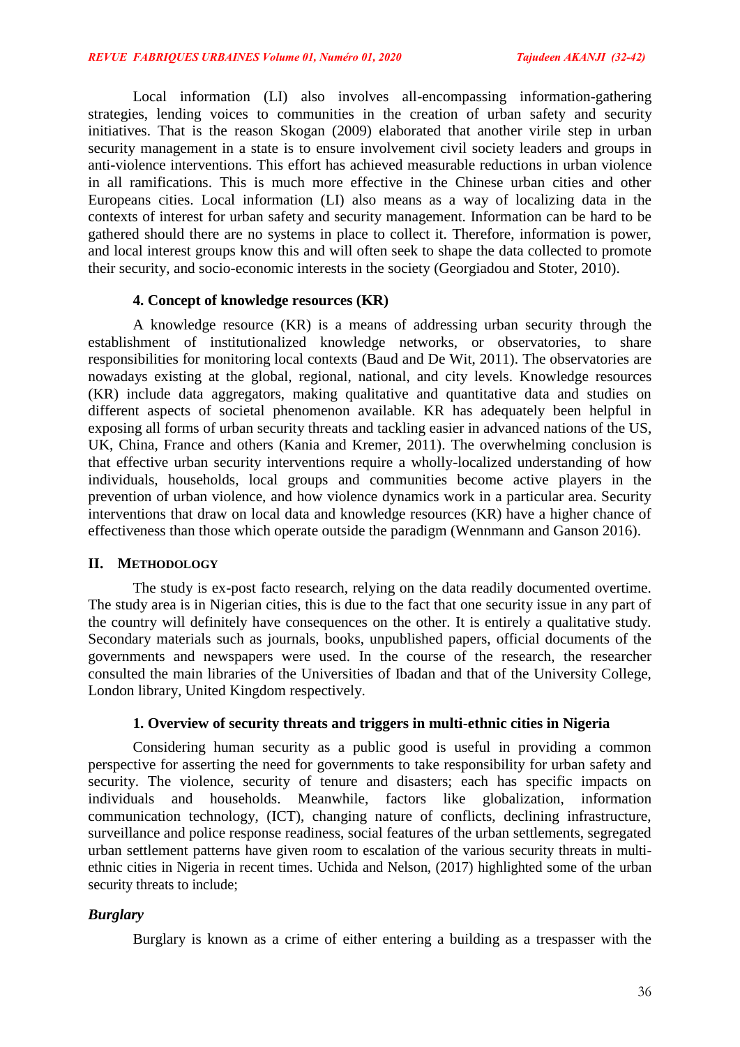Local information (LI) also involves all-encompassing information-gathering strategies, lending voices to communities in the creation of urban safety and security initiatives. That is the reason Skogan (2009) elaborated that another virile step in urban security management in a state is to ensure involvement civil society leaders and groups in anti-violence interventions. This effort has achieved measurable reductions in urban violence in all ramifications. This is much more effective in the Chinese urban cities and other Europeans cities. Local information (LI) also means as a way of localizing data in the contexts of interest for urban safety and security management. Information can be hard to be gathered should there are no systems in place to collect it. Therefore, information is power, and local interest groups know this and will often seek to shape the data collected to promote their security, and socio-economic interests in the society (Georgiadou and Stoter, 2010).

### 4. Concept of knowledge resources (KR)

A knowledge resource (KR) is a means of addressing urban security through the establishment of institutionalized knowledge networks, or observatories, to share responsibilities for monitoring local contexts (Baud and De Wit, 2011). The observatories are nowadays existing at the global, regional, national, and city levels. Knowledge resources (KR) include data aggregators, making qualitative and quantitative data and studies on different aspects of societal phenomenon available. KR has adequately been helpful in exposing all forms of urban security threats and tackling easier in advanced nations of the US, UK, China, France and others (Kania and Kremer, 2011). The overwhelming conclusion is that effective urban security interventions require a wholly-localized understanding of how individuals, households, local groups and communities become active players in the prevention of urban violence, and how violence dynamics work in a particular area. Security interventions that draw on local data and knowledge resources (KR) have a higher chance of effectiveness than those which operate outside the paradigm (Wennmann and Ganson 2016).

## II. Methodology

The study is ex-post facto research, relying on the data readily documented overtime. The study area is in Nigerian cities, this is due to the fact that one security issue in any part of the country will definitely have consequences on the other. It is entirely a qualitative study. Secondary materials such as journals, books, unpublished papers, official documents of the governments and newspapers were used. In the course of the research, the researcher consulted the main libraries of the Universities of Ibadan and that of the University College, London library, United Kingdom respectively.

### 1. Overview of security threats and triggers in multi-ethnic cities in Nigeria

Considering human security as a public good is useful in providing a common perspective for asserting the need for governments to take responsibility for urban safety and security. The violence, security of tenure and disasters; each has specific impacts on individuals and households. Meanwhile, factors like globalization, information communication technology, (ICT), changing nature of conflicts, declining infrastructure, surveillance and police response readiness, social features of the urban settlements, segregated urban settlement patterns have given room to escalation of the various security threats in multi-ethnic cities in Nigeria in recent times. Uchida and Nelson, (2017) highlighted some of the urban security threats to include;

#### *Burglary*

Burglary is known as a crime of either entering a building as a trespasser with the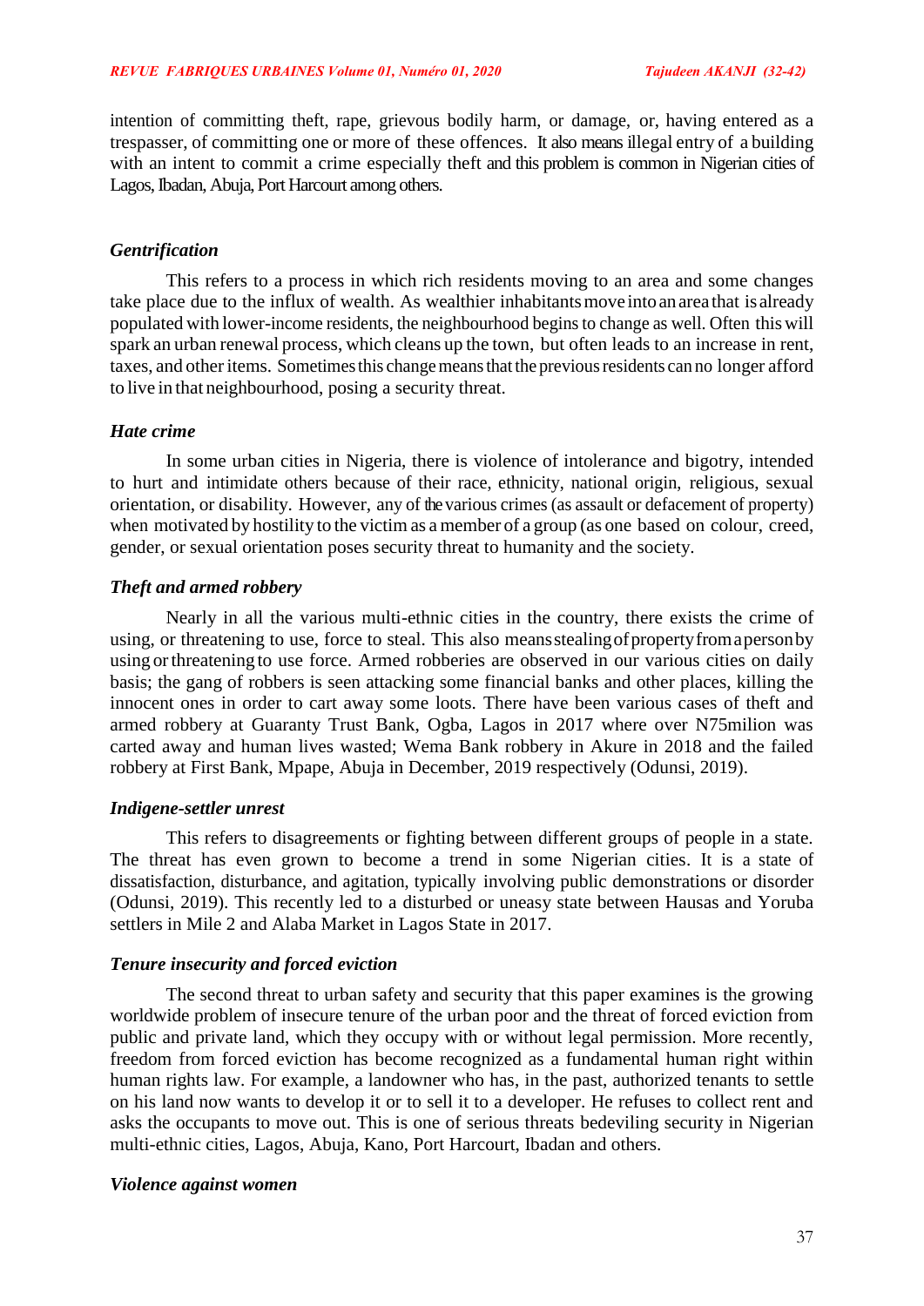intention of committing theft, rape, grievous bodily harm, or damage, or, having entered as a trespasser, of committing one or more of these offences. It also means illegal entry of a building with an intent to commit a crime especially theft and this problem is common in Nigerian cities of Lagos, Ibadan, Abuja, Port Harcourt among others.

### *Gentrification*

This refers to a process in which rich residents moving to an area and some changes take place due to the influx of wealth. As wealthier inhabitants move into an area that is already populated with lower-income residents, the neighbourhood begins to change as well. Often this will spark an urban renewal process, which cleans up the town, but often leads to an increase in rent, taxes, and other items. Sometimes this change means that the previous residents can no longer afford to live in that neighbourhood, posing a security threat.

### *Hate crime*

In some urban cities in Nigeria, there is violence of intolerance and bigotry, intended to hurt and intimidate others because of their race, ethnicity, national origin, religious, sexual orientation, or disability. However, any of the various crimes (as assault or defacement of property) when motivated by hostility to the victim as a member of a group (as one based on colour, creed, gender, or sexual orientation poses security threat to humanity and the society.

### *Theft and armed robbery*

Nearly in all the various multi-ethnic cities in the country, there exists the crime of using, or threatening to use, force to steal. This also means stealing of property from a person by using or threatening to use force. Armed robberies are observed in our various cities on daily basis; the gang of robbers is seen attacking some financial banks and other places, killing the innocent ones in order to cart away some loots. There have been various cases of theft and armed robbery at Guaranty Trust Bank, Ogba, Lagos in 2017 where over N75milion was carted away and human lives wasted; Wema Bank robbery in Akure in 2018 and the failed robbery at First Bank, Mpape, Abuja in December, 2019 respectively (Odunsi, 2019).

### *Indigene-settler unrest*

This refers to disagreements or fighting between different groups of people in a state. The threat has even grown to become a trend in some Nigerian cities. It is a state of dissatisfaction, disturbance, and agitation, typically involving public demonstrations or disorder (Odunsi, 2019). This recently led to a disturbed or uneasy state between Hausas and Yoruba settlers in Mile 2 and Alaba Market in Lagos State in 2017.

### *Tenure insecurity and forced eviction*

The second threat to urban safety and security that this paper examines is the growing worldwide problem of insecure tenure of the urban poor and the threat of forced eviction from public and private land, which they occupy with or without legal permission. More recently, freedom from forced eviction has become recognized as a fundamental human right within human rights law. For example, a landowner who has, in the past, authorized tenants to settle on his land now wants to develop it or to sell it to a developer. He refuses to collect rent and asks the occupants to move out. This is one of serious threats bedeviling security in Nigerian multi-ethnic cities, Lagos, Abuja, Kano, Port Harcourt, Ibadan and others.

### *Violence against women*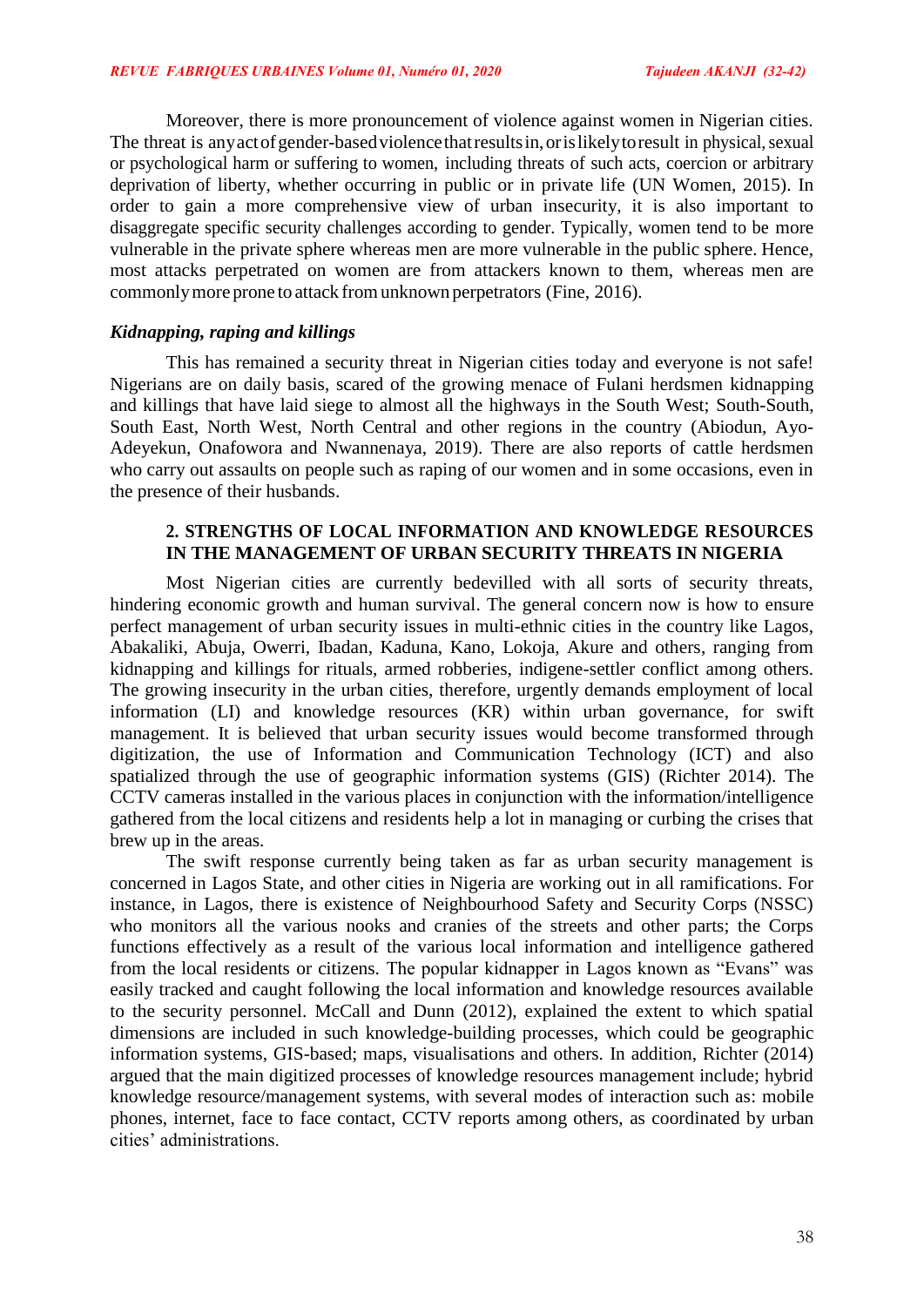Moreover, there is more pronouncement of violence against women in Nigerian cities. The threat is any act of gender-based violence that results in, or is likely to result in physical, sexual or psychological harm or suffering to women, including threats of such acts, coercion or arbitrary deprivation of liberty, whether occurring in public or in private life (UN Women, 2015). In order to gain a more comprehensive view of urban insecurity, it is also important to disaggregate specific security challenges according to gender. Typically, women tend to be more vulnerable in the private sphere whereas men are more vulnerable in the public sphere. Hence, most attacks perpetrated on women are from attackers known to them, whereas men are commonly more prone to attack from unknown perpetrators (Fine, 2016).

### *Kidnapping, raping and killings*

This has remained a security threat in Nigerian cities today and everyone is not safe! Nigerians are on daily basis, scared of the growing menace of Fulani herdsmen kidnapping and killings that have laid siege to almost all the highways in the South West; South-South, South East, North West, North Central and other regions in the country (Abiodun, Ayo-Adeyekun, Onafowora and Nwannenaya, 2019). There are also reports of cattle herdsmen who carry out assaults on people such as raping of our women and in some occasions, even in the presence of their husbands.

## 2. STRENGTHS OF LOCAL INFORMATION AND KNOWLEDGE RESOURCES IN THE MANAGEMENT OF URBAN SECURITY THREATS IN NIGERIA

Most Nigerian cities are currently bedevilled with all sorts of security threats, hindering economic growth and human survival. The general concern now is how to ensure perfect management of urban security issues in multi-ethnic cities in the country like Lagos, Abakaliki, Abuja, Owerri, Ibadan, Kaduna, Kano, Lokoja, Akure and others, ranging from kidnapping and killings for rituals, armed robberies, indigene-settler conflict among others. The growing insecurity in the urban cities, therefore, urgently demands employment of local information (LI) and knowledge resources (KR) within urban governance, for swift management. It is believed that urban security issues would become transformed through digitization, the use of Information and Communication Technology (ICT) and also spatialized through the use of geographic information systems (GIS) (Richter 2014). The CCTV cameras installed in the various places in conjunction with the information/intelligence gathered from the local citizens and residents help a lot in managing or curbing the crises that brew up in the areas.

The swift response currently being taken as far as urban security management is concerned in Lagos State, and other cities in Nigeria are working out in all ramifications. For instance, in Lagos, there is existence of Neighbourhood Safety and Security Corps (NSSC) who monitors all the various nooks and cranies of the streets and other parts; the Corps functions effectively as a result of the various local information and intelligence gathered from the local residents or citizens. The popular kidnapper in Lagos known as "Evans" was easily tracked and caught following the local information and knowledge resources available to the security personnel. McCall and Dunn (2012), explained the extent to which spatial dimensions are included in such knowledge-building processes, which could be geographic information systems, GIS-based; maps, visualisations and others. In addition, Richter (2014) argued that the main digitized processes of knowledge resources management include; hybrid knowledge resource/management systems, with several modes of interaction such as: mobile phones, internet, face to face contact, CCTV reports among others, as coordinated by urban cities' administrations.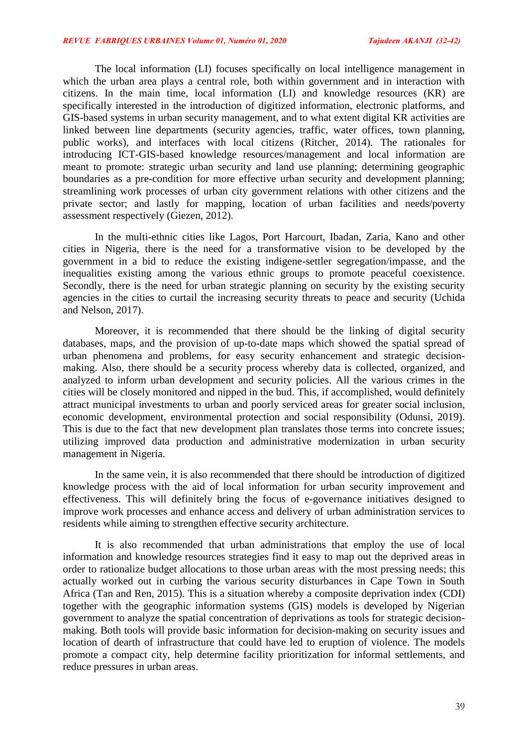The local information (LI) focuses specifically on local intelligence management in which the urban area plays a central role, both within government and in interaction with citizens. In the main time, local information (LI) and knowledge resources (KR) are specifically interested in the introduction of digitized information, electronic platforms, and GIS-based systems in urban security management, and to what extent digital KR activities are linked between line departments (security agencies, traffic, water offices, town planning, public works), and interfaces with local citizens (Ritcher, 2014). The rationales for introducing ICT-GIS-based knowledge resources/management and local information are meant to promote: strategic urban security and land use planning; determining geographic boundaries as a pre-condition for more effective urban security and development planning; streamlining work processes of urban city government relations with other citizens and the private sector; and lastly for mapping, location of urban facilities and needs/poverty assessment respectively (Giezen, 2012).

In the multi-ethnic cities like Lagos, Port Harcourt, Ibadan, Zaria, Kano and other cities in Nigeria, there is the need for a transformative vision to be developed by the government in a bid to reduce the existing indigene-settler segregation/impasse, and the inequalities existing among the various ethnic groups to promote peaceful coexistence. Secondly, there is the need for urban strategic planning on security by the existing security agencies in the cities to curtail the increasing security threats to peace and security (Uchida and Nelson, 2017).

Moreover, it is recommended that there should be the linking of digital security databases, maps, and the provision of up-to-date maps which showed the spatial spread of urban phenomena and problems, for easy security enhancement and strategic decision-making. Also, there should be a security process whereby data is collected, organized, and analyzed to inform urban development and security policies. All the various crimes in the cities will be closely monitored and nipped in the bud. This, if accomplished, would definitely attract municipal investments to urban and poorly serviced areas for greater social inclusion, economic development, environmental protection and social responsibility (Odunsi, 2019). This is due to the fact that new development plan translates those terms into concrete issues; utilizing improved data production and administrative modernization in urban security management in Nigeria.

In the same vein, it is also recommended that there should be introduction of digitized knowledge process with the aid of local information for urban security improvement and effectiveness. This will definitely bring the focus of e-governance initiatives designed to improve work processes and enhance access and delivery of urban administration services to residents while aiming to strengthen effective security architecture.

It is also recommended that urban administrations that employ the use of local information and knowledge resources strategies find it easy to map out the deprived areas in order to rationalize budget allocations to those urban areas with the most pressing needs; this actually worked out in curbing the various security disturbances in Cape Town in South Africa (Tan and Ren, 2015). This is a situation whereby a composite deprivation index (CDI) together with the geographic information systems (GIS) models is developed by Nigerian government to analyze the spatial concentration of deprivations as tools for strategic decision-making. Both tools will provide basic information for decision-making on security issues and location of dearth of infrastructure that could have led to eruption of violence. The models promote a compact city, help determine facility prioritization for informal settlements, and reduce pressures in urban areas.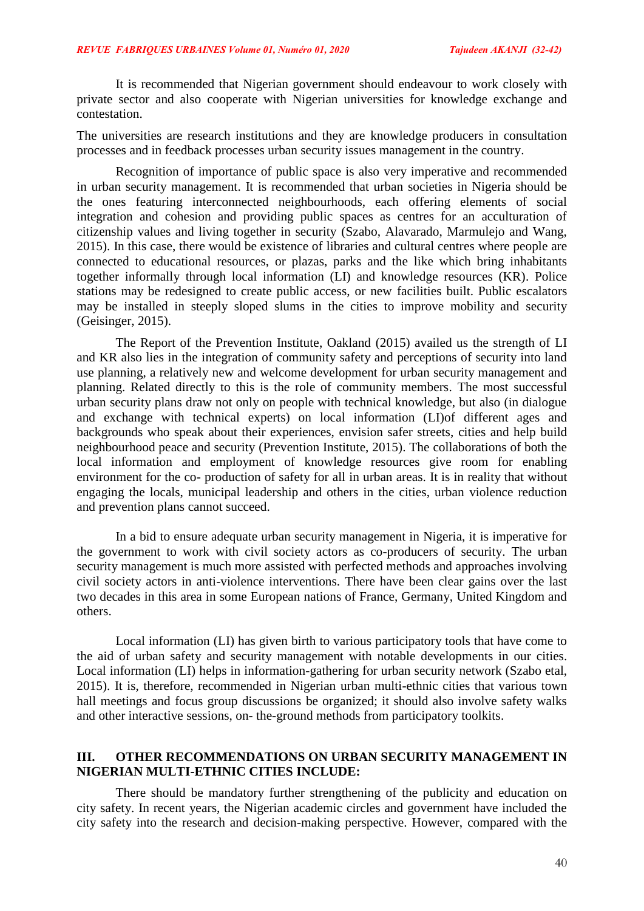It is recommended that Nigerian government should endeavour to work closely with private sector and also cooperate with Nigerian universities for knowledge exchange and contestation.

The universities are research institutions and they are knowledge producers in consultation processes and in feedback processes urban security issues management in the country.

Recognition of importance of public space is also very imperative and recommended in urban security management. It is recommended that urban societies in Nigeria should be the ones featuring interconnected neighbourhoods, each offering elements of social integration and cohesion and providing public spaces as centres for an acculturation of citizenship values and living together in security (Szabo, Alavarado, Marmulejo and Wang, 2015). In this case, there would be existence of libraries and cultural centres where people are connected to educational resources, or plazas, parks and the like which bring inhabitants together informally through local information (LI) and knowledge resources (KR). Police stations may be redesigned to create public access, or new facilities built. Public escalators may be installed in steeply sloped slums in the cities to improve mobility and security (Geisinger, 2015).

The Report of the Prevention Institute, Oakland (2015) availed us the strength of LI and KR also lies in the integration of community safety and perceptions of security into land use planning, a relatively new and welcome development for urban security management and planning. Related directly to this is the role of community members. The most successful urban security plans draw not only on people with technical knowledge, but also (in dialogue and exchange with technical experts) on local information (LI)of different ages and backgrounds who speak about their experiences, envision safer streets, cities and help build neighbourhood peace and security (Prevention Institute, 2015). The collaborations of both the local information and employment of knowledge resources give room for enabling environment for the co- production of safety for all in urban areas. It is in reality that without engaging the locals, municipal leadership and others in the cities, urban violence reduction and prevention plans cannot succeed.

In a bid to ensure adequate urban security management in Nigeria, it is imperative for the government to work with civil society actors as co-producers of security. The urban security management is much more assisted with perfected methods and approaches involving civil society actors in anti-violence interventions. There have been clear gains over the last two decades in this area in some European nations of France, Germany, United Kingdom and others.

Local information (LI) has given birth to various participatory tools that have come to the aid of urban safety and security management with notable developments in our cities. Local information (LI) helps in information-gathering for urban security network (Szabo etal, 2015). It is, therefore, recommended in Nigerian urban multi-ethnic cities that various town hall meetings and focus group discussions be organized; it should also involve safety walks and other interactive sessions, on- the-ground methods from participatory toolkits.

## III. OTHER RECOMMENDATIONS ON URBAN SECURITY MANAGEMENT IN NIGERIAN MULTI-ETHNIC CITIES INCLUDE:

There should be mandatory further strengthening of the publicity and education on city safety. In recent years, the Nigerian academic circles and government have included the city safety into the research and decision-making perspective. However, compared with the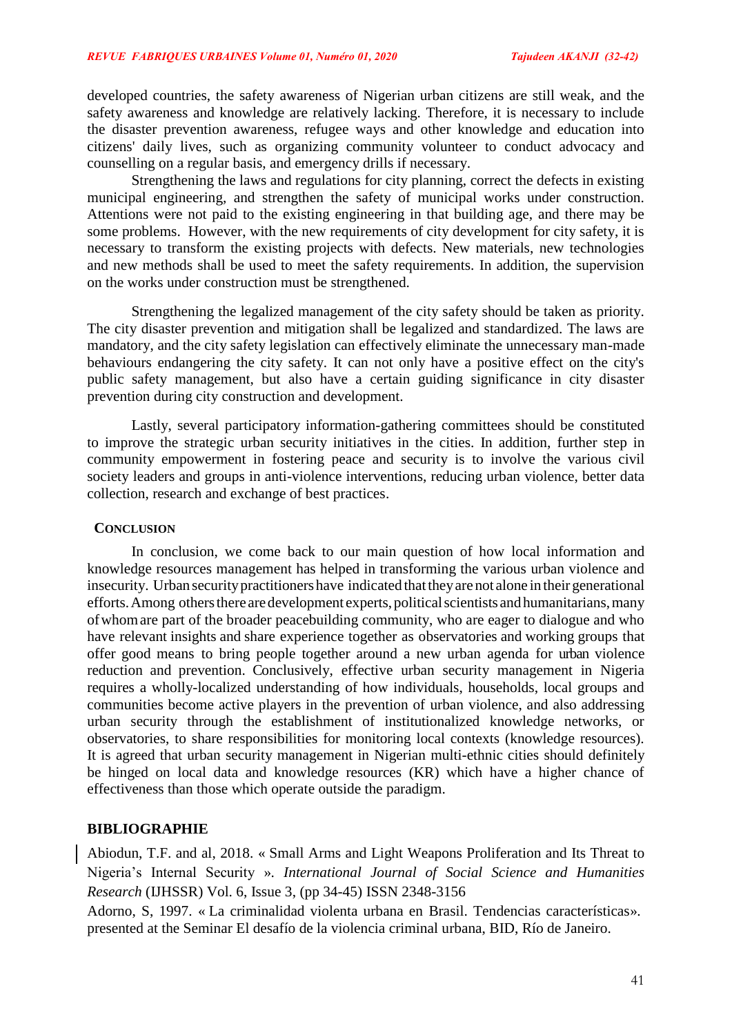developed countries, the safety awareness of Nigerian urban citizens are still weak, and the safety awareness and knowledge are relatively lacking. Therefore, it is necessary to include the disaster prevention awareness, refugee ways and other knowledge and education into citizens' daily lives, such as organizing community volunteer to conduct advocacy and counselling on a regular basis, and emergency drills if necessary.

Strengthening the laws and regulations for city planning, correct the defects in existing municipal engineering, and strengthen the safety of municipal works under construction. Attentions were not paid to the existing engineering in that building age, and there may be some problems. However, with the new requirements of city development for city safety, it is necessary to transform the existing projects with defects. New materials, new technologies and new methods shall be used to meet the safety requirements. In addition, the supervision on the works under construction must be strengthened.

Strengthening the legalized management of the city safety should be taken as priority. The city disaster prevention and mitigation shall be legalized and standardized. The laws are mandatory, and the city safety legislation can effectively eliminate the unnecessary man-made behaviours endangering the city safety. It can not only have a positive effect on the city's public safety management, but also have a certain guiding significance in city disaster prevention during city construction and development.

Lastly, several participatory information-gathering committees should be constituted to improve the strategic urban security initiatives in the cities. In addition, further step in community empowerment in fostering peace and security is to involve the various civil society leaders and groups in anti-violence interventions, reducing urban violence, better data collection, research and exchange of best practices.

## CONCLUSION

In conclusion, we come back to our main question of how local information and knowledge resources management has helped in transforming the various urban violence and insecurity. Urban security practitioners have indicated that they are not alone in their generational efforts. Among others there are development experts, political scientists and humanitarians, many of whom are part of the broader peacebuilding community, who are eager to dialogue and who have relevant insights and share experience together as observatories and working groups that offer good means to bring people together around a new urban agenda for urban violence reduction and prevention. Conclusively, effective urban security management in Nigeria requires a wholly-localized understanding of how individuals, households, local groups and communities become active players in the prevention of urban violence, and also addressing urban security through the establishment of institutionalized knowledge networks, or observatories, to share responsibilities for monitoring local contexts (knowledge resources). It is agreed that urban security management in Nigerian multi-ethnic cities should definitely be hinged on local data and knowledge resources (KR) which have a higher chance of effectiveness than those which operate outside the paradigm.

## BIBLIOGRAPHIE

Abiodun, T.F. and al, 2018. « Small Arms and Light Weapons Proliferation and Its Threat to Nigeria's Internal Security ». *International Journal of Social Science and Humanities Research* (IJHSSR) Vol. 6, Issue 3, (pp 34-45) ISSN 2348-3156

Adorno, S, 1997. « La criminalidad violenta urbana en Brasil. Tendencias características». presented at the Seminar El desafío de la violencia criminal urbana, BID, Río de Janeiro.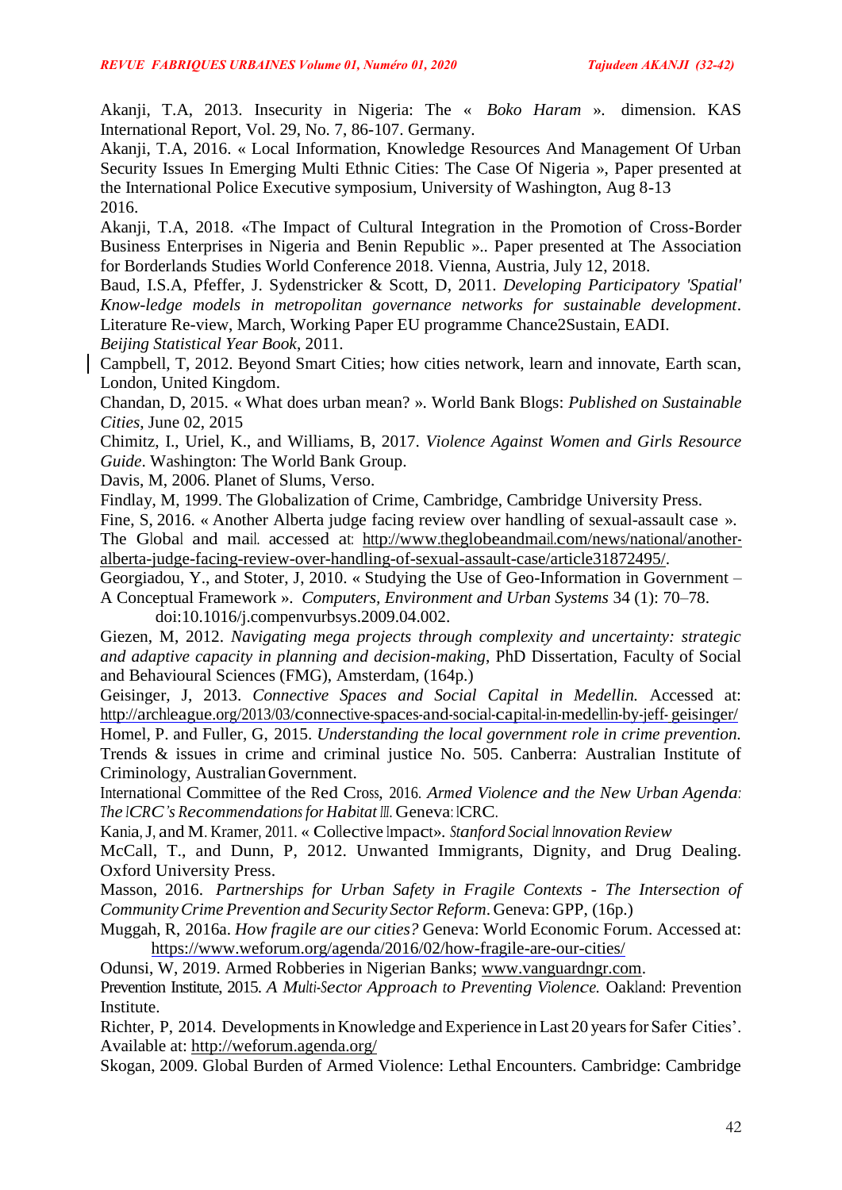Akanji, T.A, 2013. Insecurity in Nigeria: The « *Boko Haram* ». dimension. KAS International Report, Vol. 29, No. 7, 86-107. Germany.

Akanji, T.A, 2016. « Local Information, Knowledge Resources And Management Of Urban Security Issues In Emerging Multi Ethnic Cities: The Case Of Nigeria », Paper presented at the International Police Executive symposium, University of Washington, Aug 8-13 2016.

Akanji, T.A, 2018. «The Impact of Cultural Integration in the Promotion of Cross-Border Business Enterprises in Nigeria and Benin Republic ».. Paper presented at The Association for Borderlands Studies World Conference 2018. Vienna, Austria, July 12, 2018.

Baud, I.S.A, Pfeffer, J. Sydenstricker & Scott, D, 2011. *Developing Participatory 'Spatial' Know-ledge models in metropolitan governance networks for sustainable development*. Literature Re-view, March, Working Paper EU programme Chance2Sustain, EADI.

*Beijing Statistical Year Book*, 2011.

Campbell, T, 2012. Beyond Smart Cities; how cities network, learn and innovate, Earth scan, London, United Kingdom.

Chandan, D, 2015. « What does urban mean? ». World Bank Blogs: *Published on Sustainable Cities*, June 02, 2015

Chimitz, I., Uriel, K., and Williams, B, 2017. *Violence Against Women and Girls Resource Guide*. Washington: The World Bank Group.

Davis, M, 2006. Planet of Slums, Verso.

Findlay, M, 1999. The Globalization of Crime, Cambridge, Cambridge University Press.

Fine, S, 2016. « Another Alberta judge facing review over handling of sexual-assault case ». The Global and mail. accessed at: http://www.theglobeandmail.com/news/national/another-alberta-judge-facing-review-over-handling-of-sexual-assault-case/article31872495/.

Georgiadou, Y., and Stoter, J, 2010. « Studying the Use of Geo-Information in Government – A Conceptual Framework ». *Computers, Environment and Urban Systems* 34 (1): 70–78. doi:10.1016/j.compenvurbsys.2009.04.002.

Giezen, M, 2012. *Navigating mega projects through complexity and uncertainty: strategic and adaptive capacity in planning and decision-making*, PhD Dissertation, Faculty of Social and Behavioural Sciences (FMG), Amsterdam, (164p.)

Geisinger, J, 2013. *Connective Spaces and Social Capital in Medellin.* Accessed at: http://archleague.org/2013/03/connective-spaces-and-social-capital-in-medellin-by-jeff- geisinger/

Homel, P. and Fuller, G, 2015. *Understanding the local government role in crime prevention.* Trends & issues in crime and criminal justice No. 505. Canberra: Australian Institute of Criminology, Australian Government.

International Committee of the Red Cross, 2016. *Armed Violence and the New Urban Agenda: The ICRC's Recommendations for Habitat III.* Geneva: ICRC.

Kania, J, and M. Kramer, 2011. « Collective Impact». *Stanford Social Innovation Review*

McCall, T., and Dunn, P, 2012. Unwanted Immigrants, Dignity, and Drug Dealing. Oxford University Press.

Masson, 2016. *Partnerships for Urban Safety in Fragile Contexts - The Intersection of Community Crime Prevention and Security Sector Reform*. Geneva: GPP, (16p.)

Muggah, R, 2016a. *How fragile are our cities?* Geneva: World Economic Forum. Accessed at: https://www.weforum.org/agenda/2016/02/how-fragile-are-our-cities/

Odunsi, W, 2019. Armed Robberies in Nigerian Banks; www.vanguardngr.com.

Prevention Institute, 2015. *A Multi-Sector Approach to Preventing Violence.* Oakland: Prevention Institute.

Richter, P, 2014. Developments in Knowledge and Experience in Last 20 years for Safer Cities'. Available at: http://weforum.agenda.org/

Skogan, 2009. Global Burden of Armed Violence: Lethal Encounters. Cambridge: Cambridge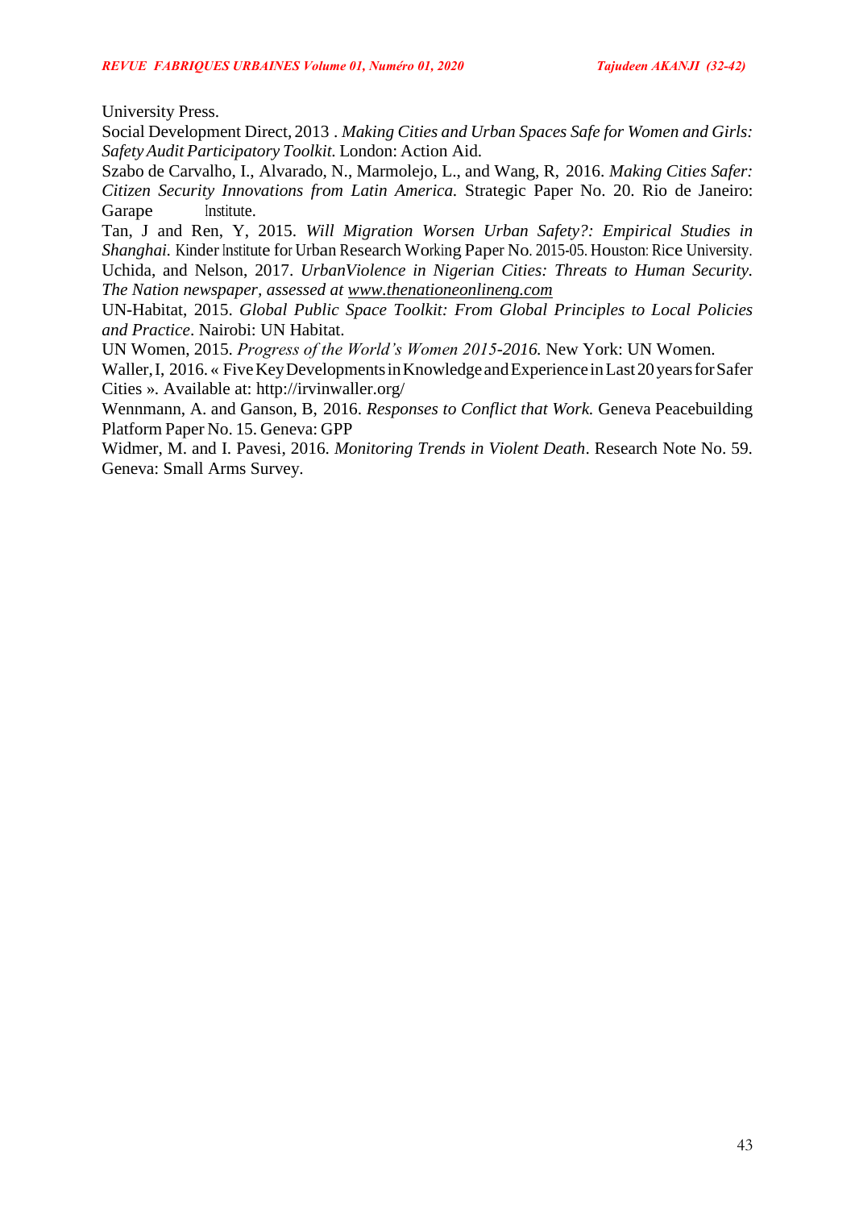University Press.

Social Development Direct, 2013 . *Making Cities and Urban Spaces Safe for Women and Girls: Safety Audit Participatory Toolkit.* London: Action Aid.

Szabo de Carvalho, I., Alvarado, N., Marmolejo, L., and Wang, R, 2016. *Making Cities Safer: Citizen Security Innovations from Latin America.* Strategic Paper No. 20. Rio de Janeiro: Garape Institute.

Tan, J and Ren, Y, 2015. *Will Migration Worsen Urban Safety?: Empirical Studies in Shanghai.* Kinder Institute for Urban Research Working Paper No. 2015-05. Houston: Rice University.

Uchida, and Nelson, 2017. *UrbanViolence in Nigerian Cities: Threats to Human Security. The Nation newspaper, assessed at www.thenationeonlineng.com*

UN-Habitat, 2015. *Global Public Space Toolkit: From Global Principles to Local Policies and Practice*. Nairobi: UN Habitat.

UN Women, 2015. *Progress of the World's Women 2015-2016.* New York: UN Women.

Waller, I, 2016. « Five Key Developments in Knowledge and Experience in Last 20 years for Safer Cities ». Available at: http://irvinwaller.org/

Wennmann, A. and Ganson, B, 2016. *Responses to Conflict that Work.* Geneva Peacebuilding Platform Paper No. 15. Geneva: GPP

Widmer, M. and I. Pavesi, 2016. *Monitoring Trends in Violent Death*. Research Note No. 59. Geneva: Small Arms Survey.